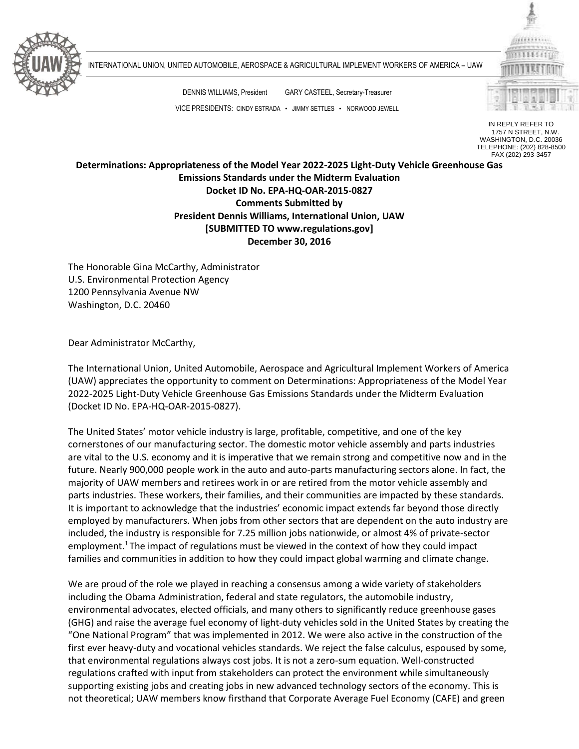INTERNATIONAL UNION, UNITED AUTOMOBILE, AEROSPACE & AGRICULTURAL IMPLEMENT WORKERS OF AMERICA – UAW

DENNIS WILLIAMS, President GARY CASTEEL, Secretary-Treasurer

VICE PRESIDENTS: CINDY ESTRADA • JIMMY SETTLES • NORWOOD JEWELL

IN REPLY REFER TO
1757 N STREET, N.W.
WASHINGTON, D.C. 20036
TELEPHONE: (202) 828-8500
FAX (202) 293-3457

**Determinations: Appropriateness of the Model Year 2022-2025 Light-Duty Vehicle Greenhouse Gas Emissions Standards under the Midterm Evaluation**
**Docket ID No. EPA-HQ-OAR-2015-0827**
**Comments Submitted by**
**President Dennis Williams, International Union, UAW**
**[SUBMITTED TO www.regulations.gov]**
**December 30, 2016**

The Honorable Gina McCarthy, Administrator
U.S. Environmental Protection Agency
1200 Pennsylvania Avenue NW
Washington, D.C. 20460

Dear Administrator McCarthy,

The International Union, United Automobile, Aerospace and Agricultural Implement Workers of America (UAW) appreciates the opportunity to comment on Determinations: Appropriateness of the Model Year 2022-2025 Light-Duty Vehicle Greenhouse Gas Emissions Standards under the Midterm Evaluation (Docket ID No. EPA-HQ-OAR-2015-0827).

The United States' motor vehicle industry is large, profitable, competitive, and one of the key cornerstones of our manufacturing sector. The domestic motor vehicle assembly and parts industries are vital to the U.S. economy and it is imperative that we remain strong and competitive now and in the future. Nearly 900,000 people work in the auto and auto-parts manufacturing sectors alone. In fact, the majority of UAW members and retirees work in or are retired from the motor vehicle assembly and parts industries. These workers, their families, and their communities are impacted by these standards. It is important to acknowledge that the industries' economic impact extends far beyond those directly employed by manufacturers. When jobs from other sectors that are dependent on the auto industry are included, the industry is responsible for 7.25 million jobs nationwide, or almost 4% of private-sector employment.[1] The impact of regulations must be viewed in the context of how they could impact families and communities in addition to how they could impact global warming and climate change.

We are proud of the role we played in reaching a consensus among a wide variety of stakeholders including the Obama Administration, federal and state regulators, the automobile industry, environmental advocates, elected officials, and many others to significantly reduce greenhouse gases (GHG) and raise the average fuel economy of light-duty vehicles sold in the United States by creating the "One National Program" that was implemented in 2012. We were also active in the construction of the first ever heavy-duty and vocational vehicles standards. We reject the false calculus, espoused by some, that environmental regulations always cost jobs. It is not a zero-sum equation. Well-constructed regulations crafted with input from stakeholders can protect the environment while simultaneously supporting existing jobs and creating jobs in new advanced technology sectors of the economy. This is not theoretical; UAW members know firsthand that Corporate Average Fuel Economy (CAFE) and green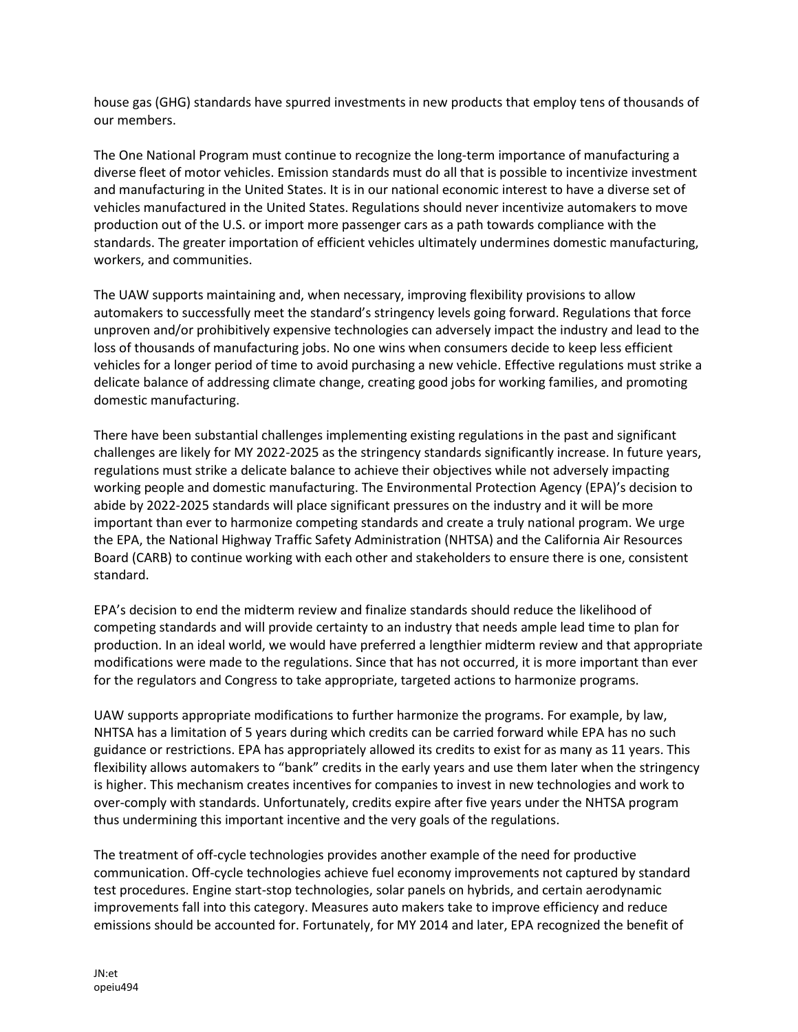house gas (GHG) standards have spurred investments in new products that employ tens of thousands of our members.

The One National Program must continue to recognize the long-term importance of manufacturing a diverse fleet of motor vehicles. Emission standards must do all that is possible to incentivize investment and manufacturing in the United States. It is in our national economic interest to have a diverse set of vehicles manufactured in the United States. Regulations should never incentivize automakers to move production out of the U.S. or import more passenger cars as a path towards compliance with the standards. The greater importation of efficient vehicles ultimately undermines domestic manufacturing, workers, and communities.

The UAW supports maintaining and, when necessary, improving flexibility provisions to allow automakers to successfully meet the standard's stringency levels going forward. Regulations that force unproven and/or prohibitively expensive technologies can adversely impact the industry and lead to the loss of thousands of manufacturing jobs. No one wins when consumers decide to keep less efficient vehicles for a longer period of time to avoid purchasing a new vehicle. Effective regulations must strike a delicate balance of addressing climate change, creating good jobs for working families, and promoting domestic manufacturing.

There have been substantial challenges implementing existing regulations in the past and significant challenges are likely for MY 2022-2025 as the stringency standards significantly increase. In future years, regulations must strike a delicate balance to achieve their objectives while not adversely impacting working people and domestic manufacturing. The Environmental Protection Agency (EPA)'s decision to abide by 2022-2025 standards will place significant pressures on the industry and it will be more important than ever to harmonize competing standards and create a truly national program. We urge the EPA, the National Highway Traffic Safety Administration (NHTSA) and the California Air Resources Board (CARB) to continue working with each other and stakeholders to ensure there is one, consistent standard.

EPA's decision to end the midterm review and finalize standards should reduce the likelihood of competing standards and will provide certainty to an industry that needs ample lead time to plan for production. In an ideal world, we would have preferred a lengthier midterm review and that appropriate modifications were made to the regulations. Since that has not occurred, it is more important than ever for the regulators and Congress to take appropriate, targeted actions to harmonize programs.

UAW supports appropriate modifications to further harmonize the programs. For example, by law, NHTSA has a limitation of 5 years during which credits can be carried forward while EPA has no such guidance or restrictions. EPA has appropriately allowed its credits to exist for as many as 11 years. This flexibility allows automakers to "bank" credits in the early years and use them later when the stringency is higher. This mechanism creates incentives for companies to invest in new technologies and work to over-comply with standards. Unfortunately, credits expire after five years under the NHTSA program thus undermining this important incentive and the very goals of the regulations.

The treatment of off-cycle technologies provides another example of the need for productive communication. Off-cycle technologies achieve fuel economy improvements not captured by standard test procedures. Engine start-stop technologies, solar panels on hybrids, and certain aerodynamic improvements fall into this category. Measures auto makers take to improve efficiency and reduce emissions should be accounted for. Fortunately, for MY 2014 and later, EPA recognized the benefit of

JN:et
opeiu494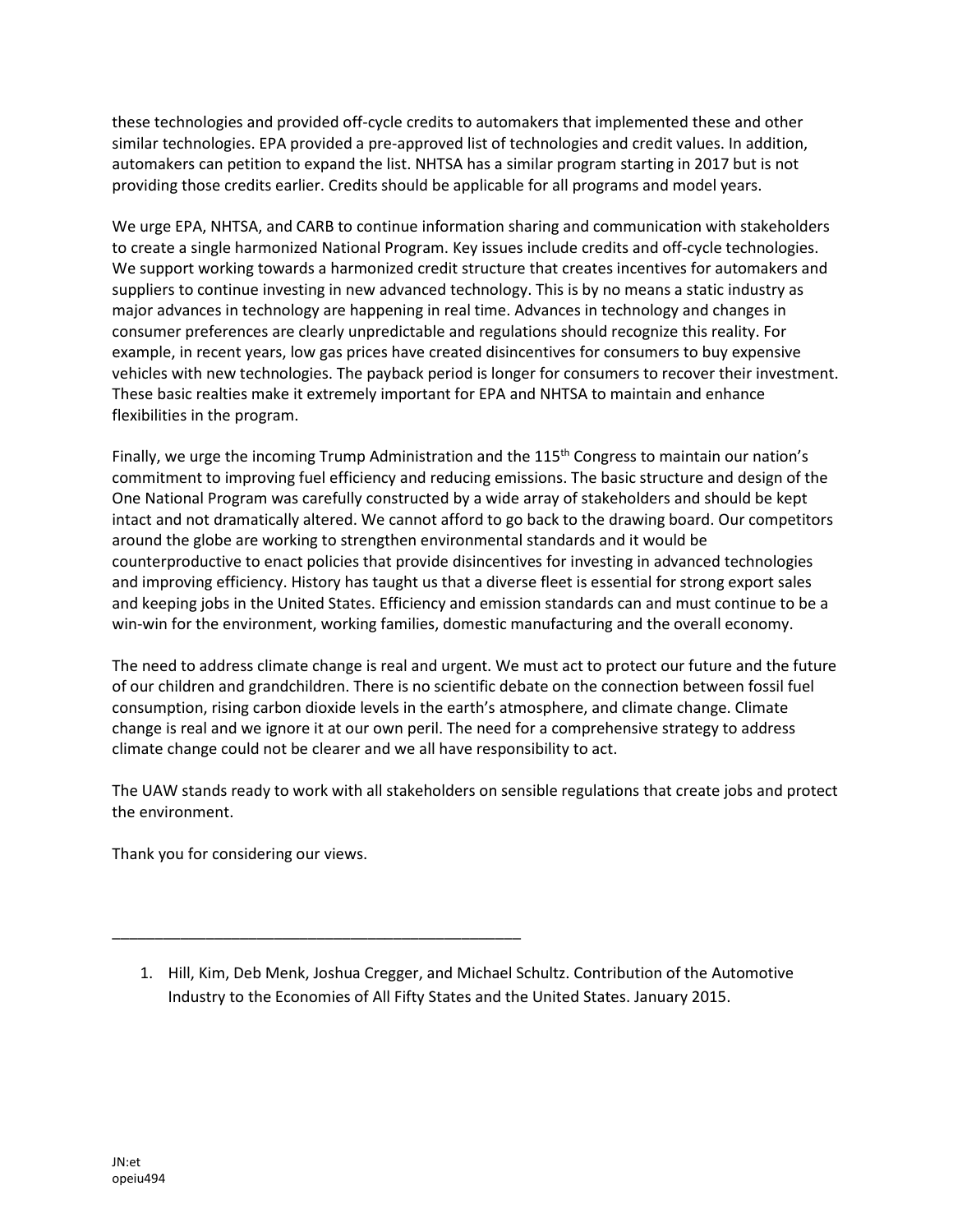these technologies and provided off-cycle credits to automakers that implemented these and other similar technologies. EPA provided a pre-approved list of technologies and credit values. In addition, automakers can petition to expand the list. NHTSA has a similar program starting in 2017 but is not providing those credits earlier. Credits should be applicable for all programs and model years.

We urge EPA, NHTSA, and CARB to continue information sharing and communication with stakeholders to create a single harmonized National Program. Key issues include credits and off-cycle technologies. We support working towards a harmonized credit structure that creates incentives for automakers and suppliers to continue investing in new advanced technology. This is by no means a static industry as major advances in technology are happening in real time. Advances in technology and changes in consumer preferences are clearly unpredictable and regulations should recognize this reality. For example, in recent years, low gas prices have created disincentives for consumers to buy expensive vehicles with new technologies. The payback period is longer for consumers to recover their investment. These basic realties make it extremely important for EPA and NHTSA to maintain and enhance flexibilities in the program.

Finally, we urge the incoming Trump Administration and the 115th Congress to maintain our nation's commitment to improving fuel efficiency and reducing emissions. The basic structure and design of the One National Program was carefully constructed by a wide array of stakeholders and should be kept intact and not dramatically altered. We cannot afford to go back to the drawing board. Our competitors around the globe are working to strengthen environmental standards and it would be counterproductive to enact policies that provide disincentives for investing in advanced technologies and improving efficiency. History has taught us that a diverse fleet is essential for strong export sales and keeping jobs in the United States. Efficiency and emission standards can and must continue to be a win-win for the environment, working families, domestic manufacturing and the overall economy.

The need to address climate change is real and urgent. We must act to protect our future and the future of our children and grandchildren. There is no scientific debate on the connection between fossil fuel consumption, rising carbon dioxide levels in the earth's atmosphere, and climate change. Climate change is real and we ignore it at our own peril. The need for a comprehensive strategy to address climate change could not be clearer and we all have responsibility to act.

The UAW stands ready to work with all stakeholders on sensible regulations that create jobs and protect the environment.

Thank you for considering our views.

---

1. Hill, Kim, Deb Menk, Joshua Cregger, and Michael Schultz. Contribution of the Automotive Industry to the Economies of All Fifty States and the United States. January 2015.

JN:et
opeiu494